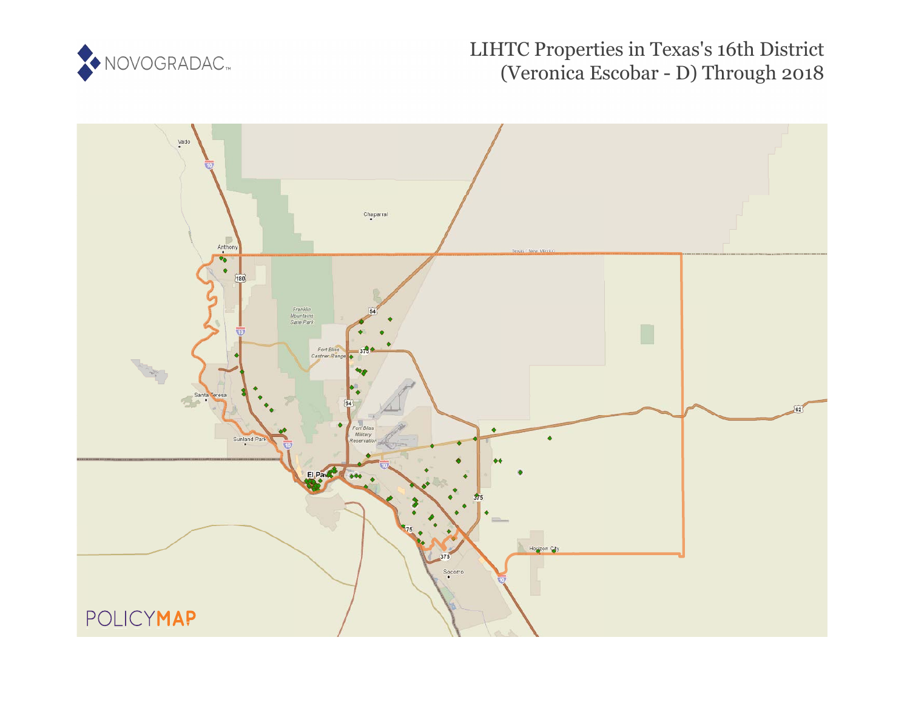# LIHTC Properties in Texas's 16th District (Veronica Escobar - D) Through 2018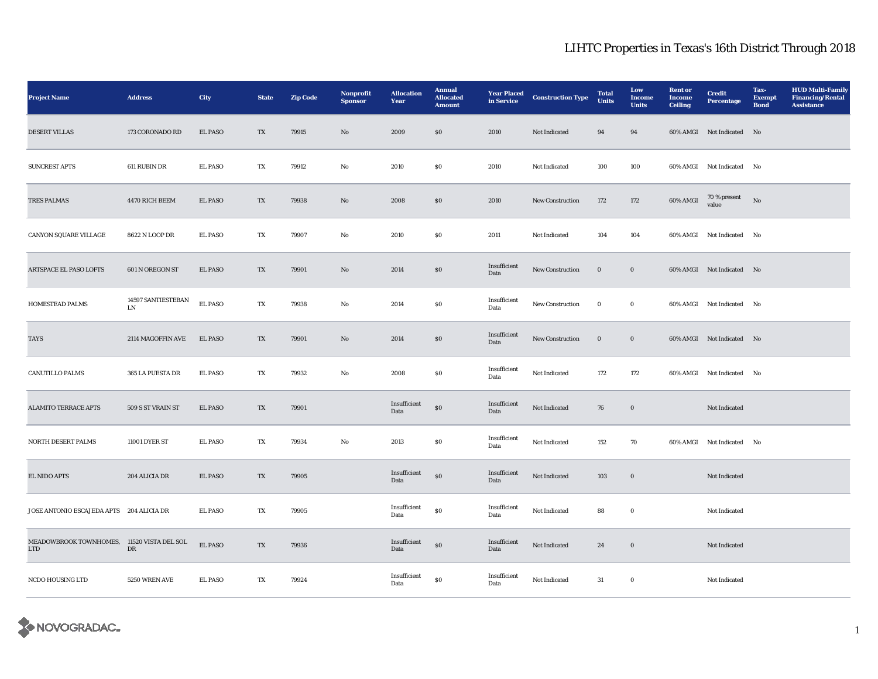# LIHTC Properties in Texas's 16th District Through 2018

| Project Name | Address | City | State | Zip Code | Nonprofit Sponsor | Allocation Year | Annual Allocated Amount | Year Placed in Service | Construction Type | Total Units | Low Income Units | Rent or Income Ceiling | Credit Percentage | Tax-Exempt Bond | HUD Multi-Family Financing/Rental Assistance |
|---|---|---|---|---|---|---|---|---|---|---|---|---|---|---|---|
| DESERT VILLAS | 173 CORONADO RD | EL PASO | TX | 79915 | No | 2009 | $0 | 2010 | Not Indicated | 94 | 94 | 60% AMGI | Not Indicated | No | |
| SUNCREST APTS | 611 RUBIN DR | EL PASO | TX | 79912 | No | 2010 | $0 | 2010 | Not Indicated | 100 | 100 | 60% AMGI | Not Indicated | No | |
| TRES PALMAS | 4470 RICH BEEM | EL PASO | TX | 79938 | No | 2008 | $0 | 2010 | New Construction | 172 | 172 | 60% AMGI | 70 % present value | No | |
| CANYON SQUARE VILLAGE | 8622 N LOOP DR | EL PASO | TX | 79907 | No | 2010 | $0 | 2011 | Not Indicated | 104 | 104 | 60% AMGI | Not Indicated | No | |
| ARTSPACE EL PASO LOFTS | 601 N OREGON ST | EL PASO | TX | 79901 | No | 2014 | $0 | Insufficient Data | New Construction | 0 | 0 | 60% AMGI | Not Indicated | No | |
| HOMESTEAD PALMS | 14597 SANTIESTEBAN LN | EL PASO | TX | 79938 | No | 2014 | $0 | Insufficient Data | New Construction | 0 | 0 | 60% AMGI | Not Indicated | No | |
| TAYS | 2114 MAGOFFIN AVE | EL PASO | TX | 79901 | No | 2014 | $0 | Insufficient Data | New Construction | 0 | 0 | 60% AMGI | Not Indicated | No | |
| CANUTILLO PALMS | 365 LA PUESTA DR | EL PASO | TX | 79932 | No | 2008 | $0 | Insufficient Data | Not Indicated | 172 | 172 | 60% AMGI | Not Indicated | No | |
| ALAMITO TERRACE APTS | 509 S ST VRAIN ST | EL PASO | TX | 79901 | | Insufficient Data | $0 | Insufficient Data | Not Indicated | 76 | 0 | | Not Indicated | | |
| NORTH DESERT PALMS | 11001 DYER ST | EL PASO | TX | 79934 | No | 2013 | $0 | Insufficient Data | Not Indicated | 152 | 70 | 60% AMGI | Not Indicated | No | |
| EL NIDO APTS | 204 ALICIA DR | EL PASO | TX | 79905 | | Insufficient Data | $0 | Insufficient Data | Not Indicated | 103 | 0 | | Not Indicated | | |
| JOSE ANTONIO ESCAJEDA APTS | 204 ALICIA DR | EL PASO | TX | 79905 | | Insufficient Data | $0 | Insufficient Data | Not Indicated | 88 | 0 | | Not Indicated | | |
| MEADOWBROOK TOWNHOMES, LTD | 11520 VISTA DEL SOL DR | EL PASO | TX | 79936 | | Insufficient Data | $0 | Insufficient Data | Not Indicated | 24 | 0 | | Not Indicated | | |
| NCDO HOUSING LTD | 5250 WREN AVE | EL PASO | TX | 79924 | | Insufficient Data | $0 | Insufficient Data | Not Indicated | 31 | 0 | | Not Indicated | | |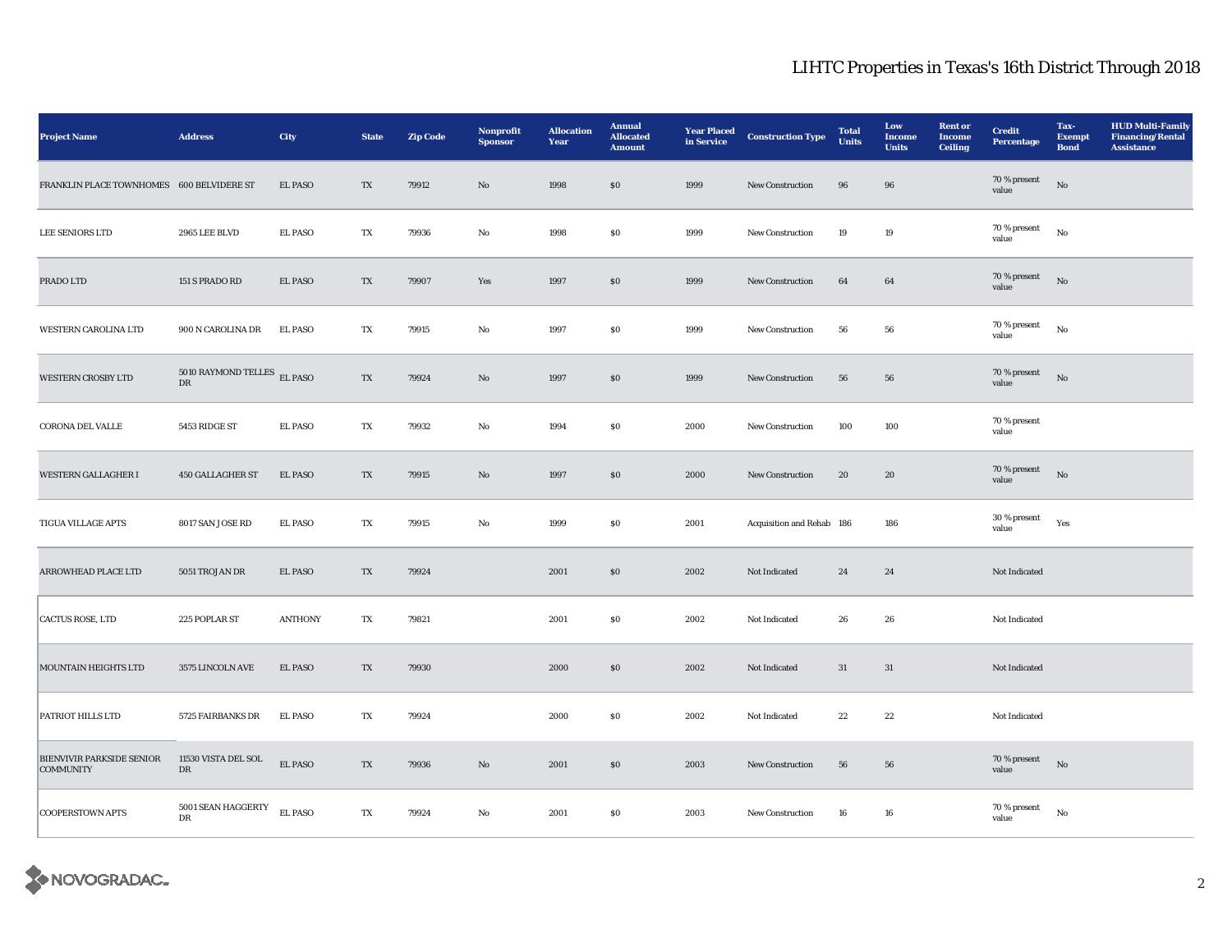# LIHTC Properties in Texas's 16th District Through 2018

| Project Name | Address | City | State | Zip Code | Nonprofit Sponsor | Allocation Year | Annual Allocated Amount | Year Placed in Service | Construction Type | Total Units | Low Income Units | Rent or Income Ceiling | Credit Percentage | Tax-Exempt Bond | HUD Multi-Family Financing/Rental Assistance |
|---|---|---|---|---|---|---|---|---|---|---|---|---|---|---|---|
| FRANKLIN PLACE TOWNHOMES | 600 BELVIDERE ST | EL PASO | TX | 79912 | No | 1998 | $0 | 1999 | New Construction | 96 | 96 | | 70 % present value | No | |
| LEE SENIORS LTD | 2965 LEE BLVD | EL PASO | TX | 79936 | No | 1998 | $0 | 1999 | New Construction | 19 | 19 | | 70 % present value | No | |
| PRADO LTD | 151 S PRADO RD | EL PASO | TX | 79907 | Yes | 1997 | $0 | 1999 | New Construction | 64 | 64 | | 70 % present value | No | |
| WESTERN CAROLINA LTD | 900 N CAROLINA DR | EL PASO | TX | 79915 | No | 1997 | $0 | 1999 | New Construction | 56 | 56 | | 70 % present value | No | |
| WESTERN CROSBY LTD | 5010 RAYMOND TELLES DR | EL PASO | TX | 79924 | No | 1997 | $0 | 1999 | New Construction | 56 | 56 | | 70 % present value | No | |
| CORONA DEL VALLE | 5453 RIDGE ST | EL PASO | TX | 79932 | No | 1994 | $0 | 2000 | New Construction | 100 | 100 | | 70 % present value | | |
| WESTERN GALLAGHER I | 450 GALLAGHER ST | EL PASO | TX | 79915 | No | 1997 | $0 | 2000 | New Construction | 20 | 20 | | 70 % present value | No | |
| TIGUA VILLAGE APTS | 8017 SAN JOSE RD | EL PASO | TX | 79915 | No | 1999 | $0 | 2001 | Acquisition and Rehab | 186 | 186 | | 30 % present value | Yes | |
| ARROWHEAD PLACE LTD | 5051 TROJAN DR | EL PASO | TX | 79924 | | 2001 | $0 | 2002 | Not Indicated | 24 | 24 | | Not Indicated | | |
| CACTUS ROSE, LTD | 225 POPLAR ST | ANTHONY | TX | 79821 | | 2001 | $0 | 2002 | Not Indicated | 26 | 26 | | Not Indicated | | |
| MOUNTAIN HEIGHTS LTD | 3575 LINCOLN AVE | EL PASO | TX | 79930 | | 2000 | $0 | 2002 | Not Indicated | 31 | 31 | | Not Indicated | | |
| PATRIOT HILLS LTD | 5725 FAIRBANKS DR | EL PASO | TX | 79924 | | 2000 | $0 | 2002 | Not Indicated | 22 | 22 | | Not Indicated | | |
| BIENVIVIR PARKSIDE SENIOR COMMUNITY | 11530 VISTA DEL SOL DR | EL PASO | TX | 79936 | No | 2001 | $0 | 2003 | New Construction | 56 | 56 | | 70 % present value | No | |
| COOPERSTOWN APTS | 5001 SEAN HAGGERTY DR | EL PASO | TX | 79924 | No | 2001 | $0 | 2003 | New Construction | 16 | 16 | | 70 % present value | No | |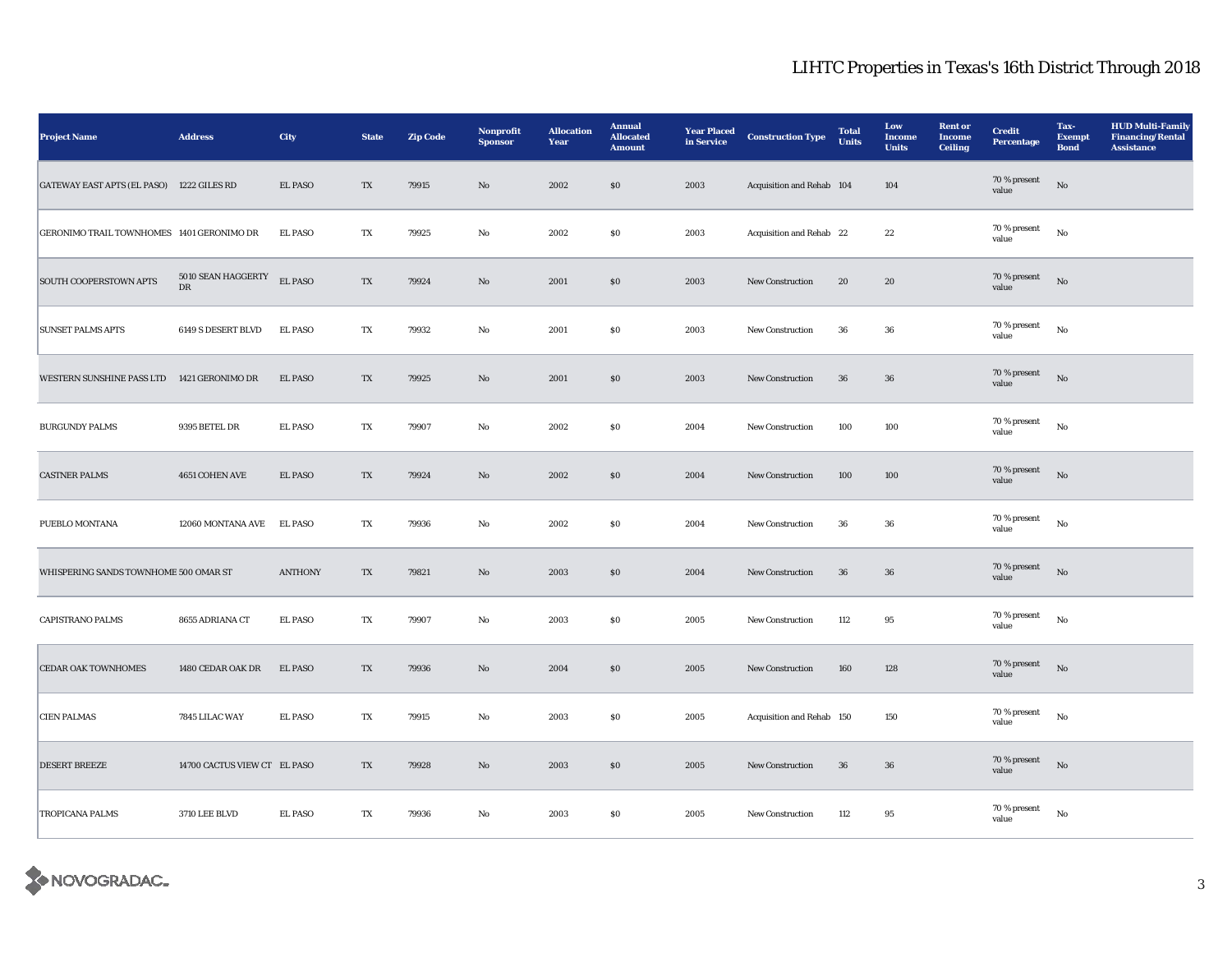# LIHTC Properties in Texas's 16th District Through 2018

| Project Name | Address | City | State | Zip Code | Nonprofit Sponsor | Allocation Year | Annual Allocated Amount | Year Placed in Service | Construction Type | Total Units | Low Income Units | Rent or Income Ceiling | Credit Percentage | Tax-Exempt Bond | HUD Multi-Family Financing/Rental Assistance |
|---|---|---|---|---|---|---|---|---|---|---|---|---|---|---|---|
| GATEWAY EAST APTS (EL PASO) | 1222 GILES RD | EL PASO | TX | 79915 | No | 2002 | $0 | 2003 | Acquisition and Rehab | 104 | 104 | | 70 % present value | No | |
| GERONIMO TRAIL TOWNHOMES | 1401 GERONIMO DR | EL PASO | TX | 79925 | No | 2002 | $0 | 2003 | Acquisition and Rehab | 22 | 22 | | 70 % present value | No | |
| SOUTH COOPERSTOWN APTS | 5010 SEAN HAGGERTY DR | EL PASO | TX | 79924 | No | 2001 | $0 | 2003 | New Construction | 20 | 20 | | 70 % present value | No | |
| SUNSET PALMS APTS | 6149 S DESERT BLVD | EL PASO | TX | 79932 | No | 2001 | $0 | 2003 | New Construction | 36 | 36 | | 70 % present value | No | |
| WESTERN SUNSHINE PASS LTD | 1421 GERONIMO DR | EL PASO | TX | 79925 | No | 2001 | $0 | 2003 | New Construction | 36 | 36 | | 70 % present value | No | |
| BURGUNDY PALMS | 9395 BETEL DR | EL PASO | TX | 79907 | No | 2002 | $0 | 2004 | New Construction | 100 | 100 | | 70 % present value | No | |
| CASTNER PALMS | 4651 COHEN AVE | EL PASO | TX | 79924 | No | 2002 | $0 | 2004 | New Construction | 100 | 100 | | 70 % present value | No | |
| PUEBLO MONTANA | 12060 MONTANA AVE | EL PASO | TX | 79936 | No | 2002 | $0 | 2004 | New Construction | 36 | 36 | | 70 % present value | No | |
| WHISPERING SANDS TOWNHOME | 500 OMAR ST | ANTHONY | TX | 79821 | No | 2003 | $0 | 2004 | New Construction | 36 | 36 | | 70 % present value | No | |
| CAPISTRANO PALMS | 8655 ADRIANA CT | EL PASO | TX | 79907 | No | 2003 | $0 | 2005 | New Construction | 112 | 95 | | 70 % present value | No | |
| CEDAR OAK TOWNHOMES | 1480 CEDAR OAK DR | EL PASO | TX | 79936 | No | 2004 | $0 | 2005 | New Construction | 160 | 128 | | 70 % present value | No | |
| CIEN PALMAS | 7845 LILAC WAY | EL PASO | TX | 79915 | No | 2003 | $0 | 2005 | Acquisition and Rehab | 150 | 150 | | 70 % present value | No | |
| DESERT BREEZE | 14700 CACTUS VIEW CT | EL PASO | TX | 79928 | No | 2003 | $0 | 2005 | New Construction | 36 | 36 | | 70 % present value | No | |
| TROPICANA PALMS | 3710 LEE BLVD | EL PASO | TX | 79936 | No | 2003 | $0 | 2005 | New Construction | 112 | 95 | | 70 % present value | No | |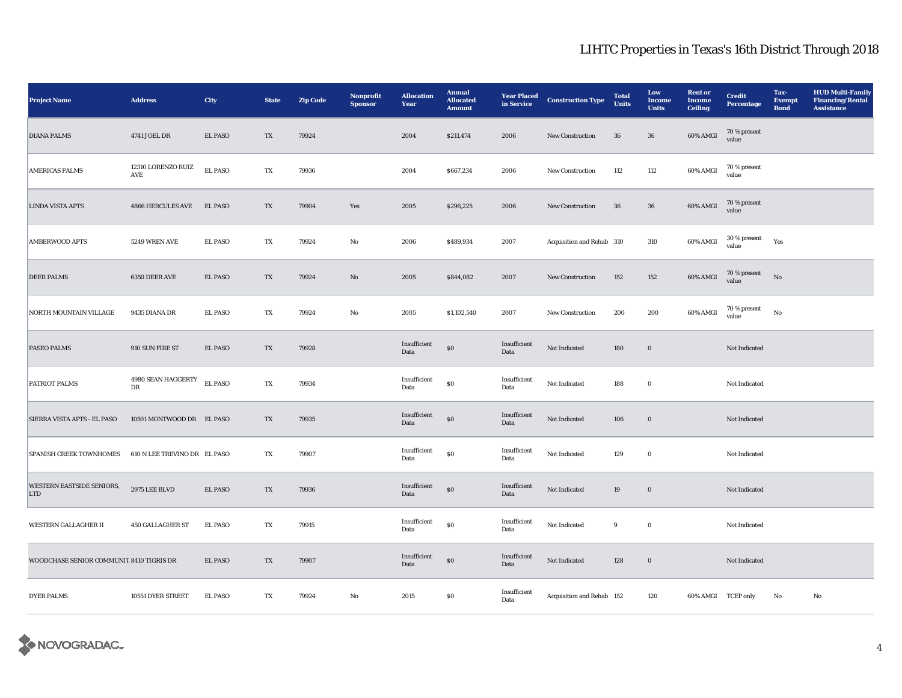## LIHTC Properties in Texas's 16th District Through 2018

| Project Name | Address | City | State | Zip Code | Nonprofit Sponsor | Allocation Year | Annual Allocated Amount | Year Placed in Service | Construction Type | Total Units | Low Income Units | Rent or Income Ceiling | Credit Percentage | Tax-Exempt Bond | HUD Multi-Family Financing/Rental Assistance |
|---|---|---|---|---|---|---|---|---|---|---|---|---|---|---|---|
| DIANA PALMS | 4741 JOEL DR | EL PASO | TX | 79924 | | 2004 | $211,474 | 2006 | New Construction | 36 | 36 | 60% AMGI | 70 % present value | | |
| AMERICAS PALMS | 12310 LORENZO RUIZ AVE | EL PASO | TX | 79936 | | 2004 | $667,234 | 2006 | New Construction | 112 | 112 | 60% AMGI | 70 % present value | | |
| LINDA VISTA APTS | 4866 HERCULES AVE | EL PASO | TX | 79904 | Yes | 2005 | $296,225 | 2006 | New Construction | 36 | 36 | 60% AMGI | 70 % present value | | |
| AMBERWOOD APTS | 5249 WREN AVE | EL PASO | TX | 79924 | No | 2006 | $489,934 | 2007 | Acquisition and Rehab | 310 | 310 | 60% AMGI | 30 % present value | Yes | |
| DEER PALMS | 6350 DEER AVE | EL PASO | TX | 79924 | No | 2005 | $844,082 | 2007 | New Construction | 152 | 152 | 60% AMGI | 70 % present value | No | |
| NORTH MOUNTAIN VILLAGE | 9435 DIANA DR | EL PASO | TX | 79924 | No | 2005 | $1,102,540 | 2007 | New Construction | 200 | 200 | 60% AMGI | 70 % present value | No | |
| PASEO PALMS | 910 SUN FIRE ST | EL PASO | TX | 79928 | | Insufficient Data | $0 | Insufficient Data | Not Indicated | 180 | 0 | | Not Indicated | | |
| PATRIOT PALMS | 4980 SEAN HAGGERTY DR | EL PASO | TX | 79934 | | Insufficient Data | $0 | Insufficient Data | Not Indicated | 188 | 0 | | Not Indicated | | |
| SIERRA VISTA APTS - EL PASO | 10501 MONTWOOD DR | EL PASO | TX | 79935 | | Insufficient Data | $0 | Insufficient Data | Not Indicated | 106 | 0 | | Not Indicated | | |
| SPANISH CREEK TOWNHOMES | 610 N LEE TREVINO DR | EL PASO | TX | 79907 | | Insufficient Data | $0 | Insufficient Data | Not Indicated | 129 | 0 | | Not Indicated | | |
| WESTERN EASTSIDE SENIORS, LTD | 2975 LEE BLVD | EL PASO | TX | 79936 | | Insufficient Data | $0 | Insufficient Data | Not Indicated | 19 | 0 | | Not Indicated | | |
| WESTERN GALLAGHER II | 450 GALLAGHER ST | EL PASO | TX | 79915 | | Insufficient Data | $0 | Insufficient Data | Not Indicated | 9 | 0 | | Not Indicated | | |
| WOODCHASE SENIOR COMMUNIT | 8410 TIGRIS DR | EL PASO | TX | 79907 | | Insufficient Data | $0 | Insufficient Data | Not Indicated | 128 | 0 | | Not Indicated | | |
| DYER PALMS | 10551 DYER STREET | EL PASO | TX | 79924 | No | 2015 | $0 | Insufficient Data | Acquisition and Rehab | 152 | 120 | 60% AMGI | TCEP only | No | No |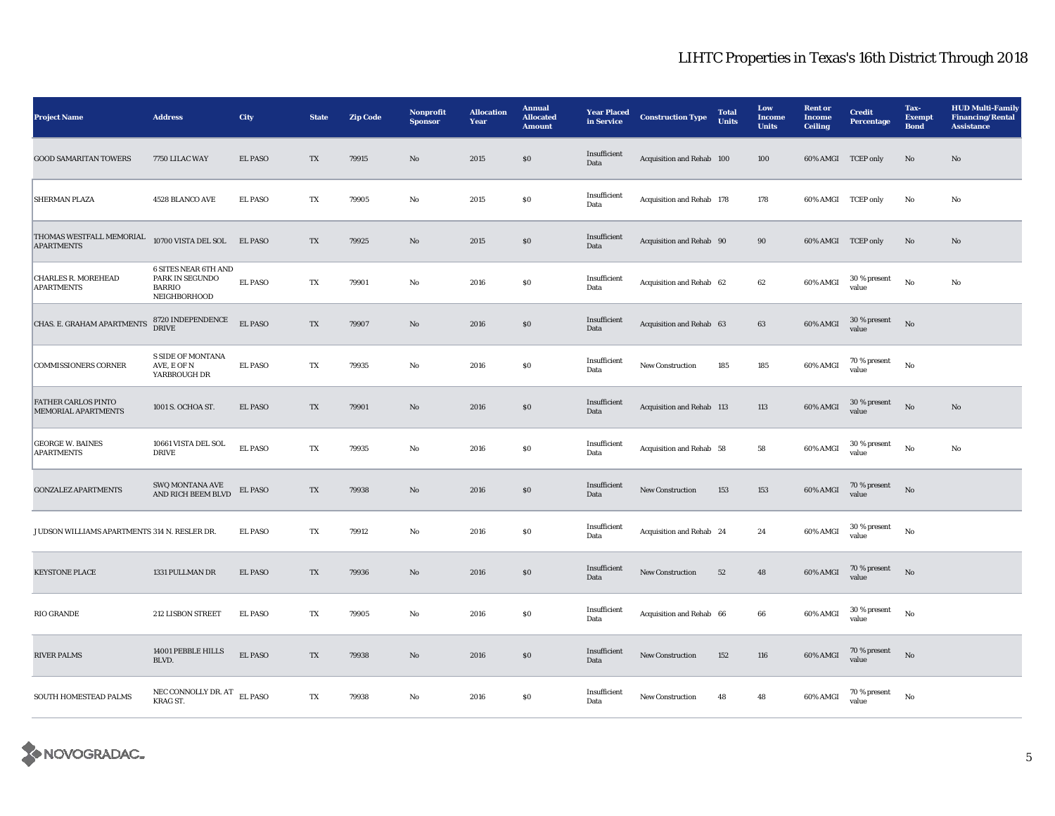# LIHTC Properties in Texas's 16th District Through 2018

| Project Name | Address | City | State | Zip Code | Nonprofit Sponsor | Allocation Year | Annual Allocated Amount | Year Placed in Service | Construction Type | Total Units | Low Income Units | Rent or Income Ceiling | Credit Percentage | Tax-Exempt Bond | HUD Multi-Family Financing/Rental Assistance |
|---|---|---|---|---|---|---|---|---|---|---|---|---|---|---|---|
| GOOD SAMARITAN TOWERS | 7750 LILAC WAY | EL PASO | TX | 79915 | No | 2015 | $0 | Insufficient Data | Acquisition and Rehab | 100 | 100 | 60% AMGI | TCEP only | No | No |
| SHERMAN PLAZA | 4528 BLANCO AVE | EL PASO | TX | 79905 | No | 2015 | $0 | Insufficient Data | Acquisition and Rehab | 178 | 178 | 60% AMGI | TCEP only | No | No |
| THOMAS WESTFALL MEMORIAL APARTMENTS | 10700 VISTA DEL SOL | EL PASO | TX | 79925 | No | 2015 | $0 | Insufficient Data | Acquisition and Rehab | 90 | 90 | 60% AMGI | TCEP only | No | No |
| CHARLES R. MOREHEAD APARTMENTS | 6 SITES NEAR 6TH AND PARK IN SEGUNDO BARRIO NEIGHBORHOOD | EL PASO | TX | 79901 | No | 2016 | $0 | Insufficient Data | Acquisition and Rehab | 62 | 62 | 60% AMGI | 30 % present value | No | No |
| CHAS. E. GRAHAM APARTMENTS | 8720 INDEPENDENCE DRIVE | EL PASO | TX | 79907 | No | 2016 | $0 | Insufficient Data | Acquisition and Rehab | 63 | 63 | 60% AMGI | 30 % present value | No | |
| COMMISSIONERS CORNER | S SIDE OF MONTANA AVE, E OF N YARBROUGH DR | EL PASO | TX | 79935 | No | 2016 | $0 | Insufficient Data | New Construction | 185 | 185 | 60% AMGI | 70 % present value | No | |
| FATHER CARLOS PINTO MEMORIAL APARTMENTS | 1001 S. OCHOA ST. | EL PASO | TX | 79901 | No | 2016 | $0 | Insufficient Data | Acquisition and Rehab | 113 | 113 | 60% AMGI | 30 % present value | No | No |
| GEORGE W. BAINES APARTMENTS | 10661 VISTA DEL SOL DRIVE | EL PASO | TX | 79935 | No | 2016 | $0 | Insufficient Data | Acquisition and Rehab | 58 | 58 | 60% AMGI | 30 % present value | No | No |
| GONZALEZ APARTMENTS | SWQ MONTANA AVE AND RICH BEEM BLVD | EL PASO | TX | 79938 | No | 2016 | $0 | Insufficient Data | New Construction | 153 | 153 | 60% AMGI | 70 % present value | No | |
| JUDSON WILLIAMS APARTMENTS | 314 N. RESLER DR. | EL PASO | TX | 79912 | No | 2016 | $0 | Insufficient Data | Acquisition and Rehab | 24 | 24 | 60% AMGI | 30 % present value | No | |
| KEYSTONE PLACE | 1331 PULLMAN DR | EL PASO | TX | 79936 | No | 2016 | $0 | Insufficient Data | New Construction | 52 | 48 | 60% AMGI | 70 % present value | No | |
| RIO GRANDE | 212 LISBON STREET | EL PASO | TX | 79905 | No | 2016 | $0 | Insufficient Data | Acquisition and Rehab | 66 | 66 | 60% AMGI | 30 % present value | No | |
| RIVER PALMS | 14001 PEBBLE HILLS BLVD. | EL PASO | TX | 79938 | No | 2016 | $0 | Insufficient Data | New Construction | 152 | 116 | 60% AMGI | 70 % present value | No | |
| SOUTH HOMESTEAD PALMS | NEC CONNOLLY DR. AT KRAG ST. | EL PASO | TX | 79938 | No | 2016 | $0 | Insufficient Data | New Construction | 48 | 48 | 60% AMGI | 70 % present value | No | |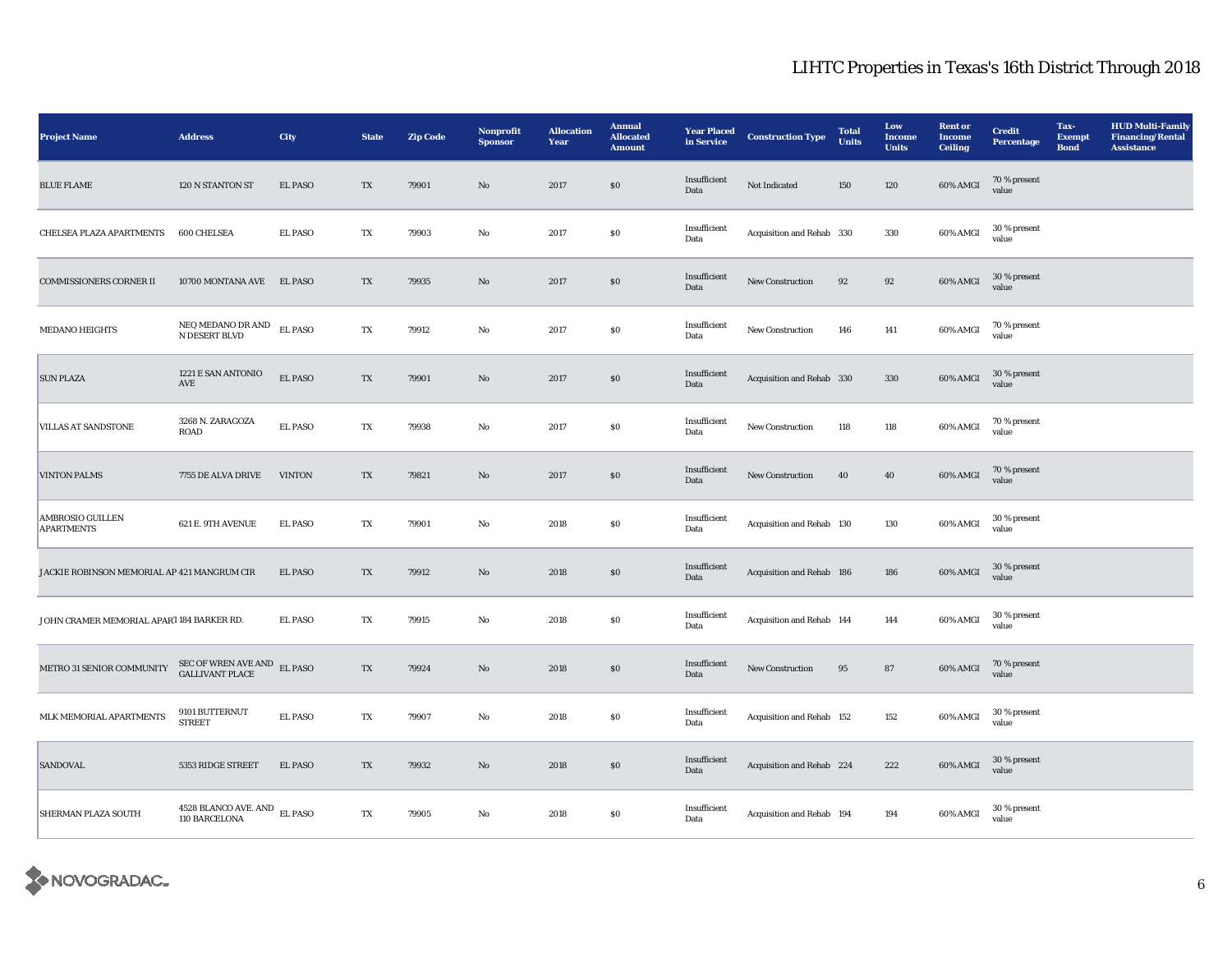# LIHTC Properties in Texas's 16th District Through 2018

| Project Name | Address | City | State | Zip Code | Nonprofit Sponsor | Allocation Year | Annual Allocated Amount | Year Placed in Service | Construction Type | Total Units | Low Income Units | Rent or Income Ceiling | Credit Percentage | Tax-Exempt Bond | HUD Multi-Family Financing/Rental Assistance |
|---|---|---|---|---|---|---|---|---|---|---|---|---|---|---|---|
| BLUE FLAME | 120 N STANTON ST | EL PASO | TX | 79901 | No | 2017 | $0 | Insufficient Data | Not Indicated | 150 | 120 | 60% AMGI | 70 % present value | | |
| CHELSEA PLAZA APARTMENTS | 600 CHELSEA | EL PASO | TX | 79903 | No | 2017 | $0 | Insufficient Data | Acquisition and Rehab | 330 | 330 | 60% AMGI | 30 % present value | | |
| COMMISSIONERS CORNER II | 10700 MONTANA AVE | EL PASO | TX | 79935 | No | 2017 | $0 | Insufficient Data | New Construction | 92 | 92 | 60% AMGI | 30 % present value | | |
| MEDANO HEIGHTS | NEQ MEDANO DR AND N DESERT BLVD | EL PASO | TX | 79912 | No | 2017 | $0 | Insufficient Data | New Construction | 146 | 141 | 60% AMGI | 70 % present value | | |
| SUN PLAZA | 1221 E SAN ANTONIO AVE | EL PASO | TX | 79901 | No | 2017 | $0 | Insufficient Data | Acquisition and Rehab | 330 | 330 | 60% AMGI | 30 % present value | | |
| VILLAS AT SANDSTONE | 3268 N. ZARAGOZA ROAD | EL PASO | TX | 79938 | No | 2017 | $0 | Insufficient Data | New Construction | 118 | 118 | 60% AMGI | 70 % present value | | |
| VINTON PALMS | 7755 DE ALVA DRIVE | VINTON | TX | 79821 | No | 2017 | $0 | Insufficient Data | New Construction | 40 | 40 | 60% AMGI | 70 % present value | | |
| AMBROSIO GUILLEN APARTMENTS | 621 E. 9TH AVENUE | EL PASO | TX | 79901 | No | 2018 | $0 | Insufficient Data | Acquisition and Rehab | 130 | 130 | 60% AMGI | 30 % present value | | |
| JACKIE ROBINSON MEMORIAL AP | 421 MANGRUM CIR | EL PASO | TX | 79912 | No | 2018 | $0 | Insufficient Data | Acquisition and Rehab | 186 | 186 | 60% AMGI | 30 % present value | | |
| JOHN CRAMER MEMORIAL APAR'I | 184 BARKER RD. | EL PASO | TX | 79915 | No | 2018 | $0 | Insufficient Data | Acquisition and Rehab | 144 | 144 | 60% AMGI | 30 % present value | | |
| METRO 31 SENIOR COMMUNITY | SEC OF WREN AVE AND GALLIVANT PLACE | EL PASO | TX | 79924 | No | 2018 | $0 | Insufficient Data | New Construction | 95 | 87 | 60% AMGI | 70 % present value | | |
| MLK MEMORIAL APARTMENTS | 9101 BUTTERNUT STREET | EL PASO | TX | 79907 | No | 2018 | $0 | Insufficient Data | Acquisition and Rehab | 152 | 152 | 60% AMGI | 30 % present value | | |
| SANDOVAL | 5353 RIDGE STREET | EL PASO | TX | 79932 | No | 2018 | $0 | Insufficient Data | Acquisition and Rehab | 224 | 222 | 60% AMGI | 30 % present value | | |
| SHERMAN PLAZA SOUTH | 4528 BLANCO AVE. AND 110 BARCELONA | EL PASO | TX | 79905 | No | 2018 | $0 | Insufficient Data | Acquisition and Rehab | 194 | 194 | 60% AMGI | 30 % present value | | |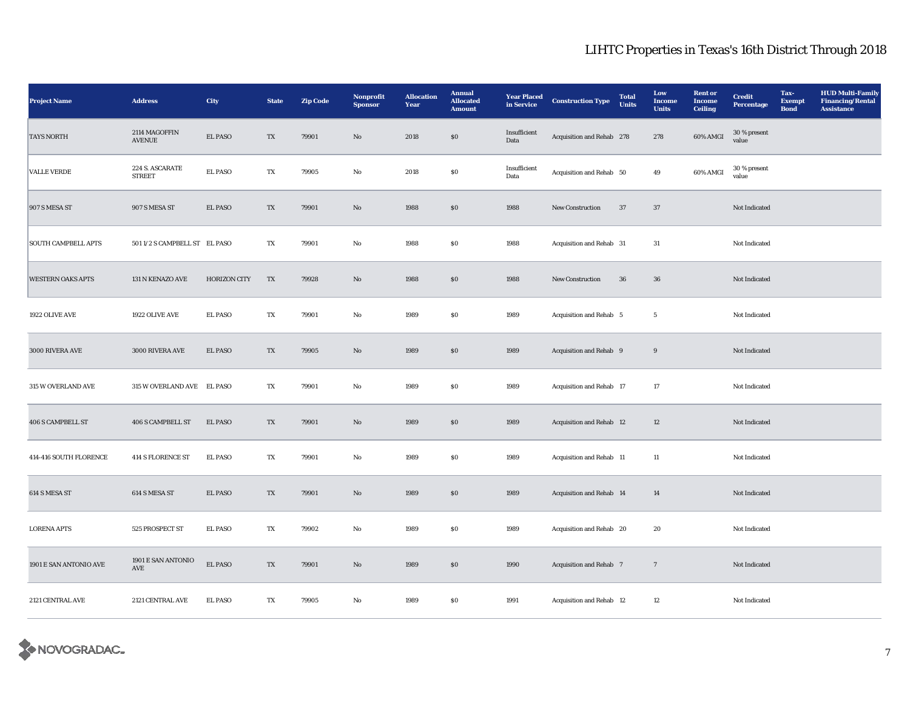## LIHTC Properties in Texas's 16th District Through 2018

| Project Name | Address | City | State | Zip Code | Nonprofit Sponsor | Allocation Year | Annual Allocated Amount | Year Placed in Service | Construction Type | Total Units | Low Income Units | Rent or Income Ceiling | Credit Percentage | Tax-Exempt Bond | HUD Multi-Family Financing/Rental Assistance |
|---|---|---|---|---|---|---|---|---|---|---|---|---|---|---|---|
| TAYS NORTH | 2114 MAGOFFIN AVENUE | EL PASO | TX | 79901 | No | 2018 | $0 | Insufficient Data | Acquisition and Rehab | 278 | 278 | 60% AMGI | 30 % present value | | |
| VALLE VERDE | 224 S. ASCARATE STREET | EL PASO | TX | 79905 | No | 2018 | $0 | Insufficient Data | Acquisition and Rehab | 50 | 49 | 60% AMGI | 30 % present value | | |
| 907 S MESA ST | 907 S MESA ST | EL PASO | TX | 79901 | No | 1988 | $0 | 1988 | New Construction | 37 | 37 | | Not Indicated | | |
| SOUTH CAMPBELL APTS | 501 1/2 S CAMPBELL ST | EL PASO | TX | 79901 | No | 1988 | $0 | 1988 | Acquisition and Rehab | 31 | 31 | | Not Indicated | | |
| WESTERN OAKS APTS | 131 N KENAZO AVE | HORIZON CITY | TX | 79928 | No | 1988 | $0 | 1988 | New Construction | 36 | 36 | | Not Indicated | | |
| 1922 OLIVE AVE | 1922 OLIVE AVE | EL PASO | TX | 79901 | No | 1989 | $0 | 1989 | Acquisition and Rehab | 5 | 5 | | Not Indicated | | |
| 3000 RIVERA AVE | 3000 RIVERA AVE | EL PASO | TX | 79905 | No | 1989 | $0 | 1989 | Acquisition and Rehab | 9 | 9 | | Not Indicated | | |
| 315 W OVERLAND AVE | 315 W OVERLAND AVE | EL PASO | TX | 79901 | No | 1989 | $0 | 1989 | Acquisition and Rehab | 17 | 17 | | Not Indicated | | |
| 406 S CAMPBELL ST | 406 S CAMPBELL ST | EL PASO | TX | 79901 | No | 1989 | $0 | 1989 | Acquisition and Rehab | 12 | 12 | | Not Indicated | | |
| 414-416 SOUTH FLORENCE | 414 S FLORENCE ST | EL PASO | TX | 79901 | No | 1989 | $0 | 1989 | Acquisition and Rehab | 11 | 11 | | Not Indicated | | |
| 614 S MESA ST | 614 S MESA ST | EL PASO | TX | 79901 | No | 1989 | $0 | 1989 | Acquisition and Rehab | 14 | 14 | | Not Indicated | | |
| LORENA APTS | 525 PROSPECT ST | EL PASO | TX | 79902 | No | 1989 | $0 | 1989 | Acquisition and Rehab | 20 | 20 | | Not Indicated | | |
| 1901 E SAN ANTONIO AVE | 1901 E SAN ANTONIO AVE | EL PASO | TX | 79901 | No | 1989 | $0 | 1990 | Acquisition and Rehab | 7 | 7 | | Not Indicated | | |
| 2121 CENTRAL AVE | 2121 CENTRAL AVE | EL PASO | TX | 79905 | No | 1989 | $0 | 1991 | Acquisition and Rehab | 12 | 12 | | Not Indicated | | |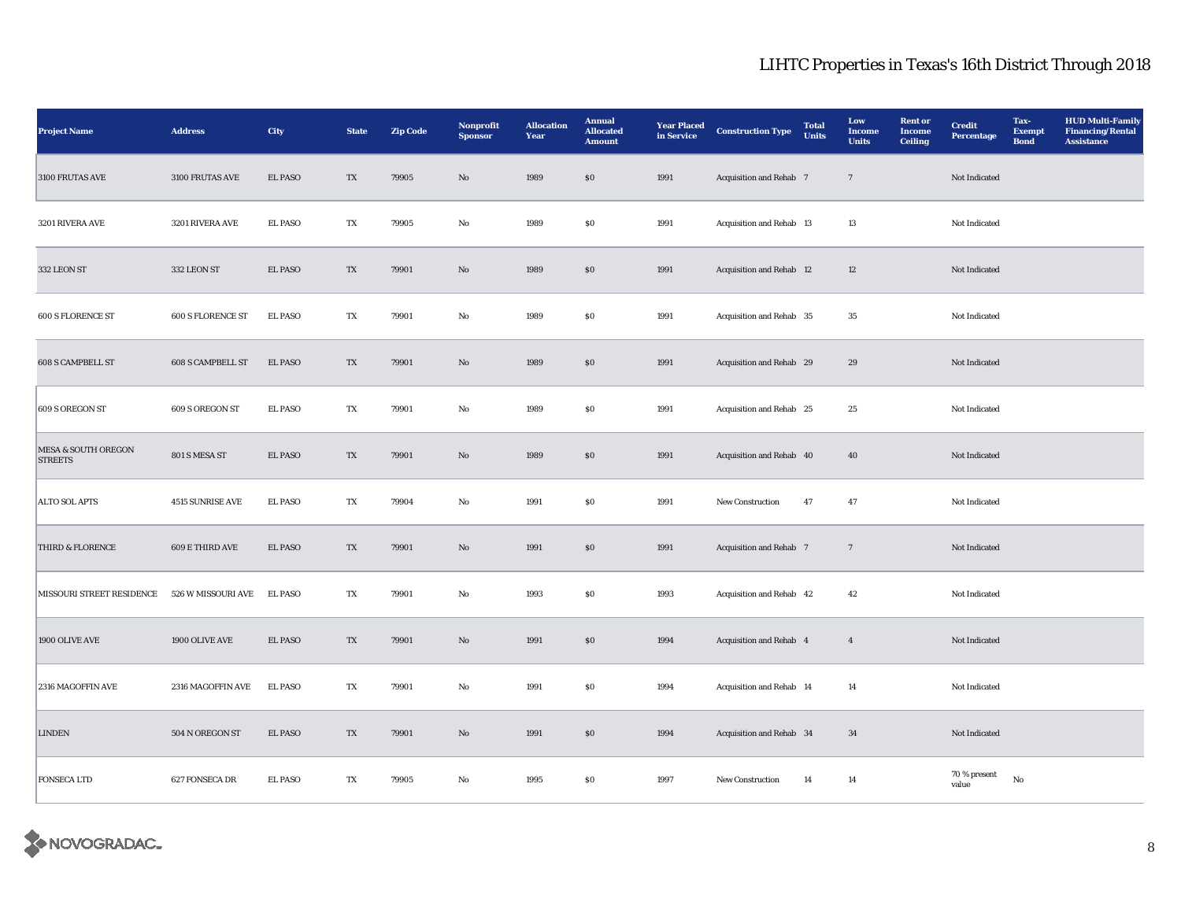## LIHTC Properties in Texas's 16th District Through 2018

| Project Name | Address | City | State | Zip Code | Nonprofit Sponsor | Allocation Year | Annual Allocated Amount | Year Placed in Service | Construction Type | Total Units | Low Income Units | Rent or Income Ceiling | Credit Percentage | Tax-Exempt Bond | HUD Multi-Family Financing/Rental Assistance |
|---|---|---|---|---|---|---|---|---|---|---|---|---|---|---|---|
| 3100 FRUTAS AVE | 3100 FRUTAS AVE | EL PASO | TX | 79905 | No | 1989 | $0 | 1991 | Acquisition and Rehab | 7 | 7 | | Not Indicated | | |
| 3201 RIVERA AVE | 3201 RIVERA AVE | EL PASO | TX | 79905 | No | 1989 | $0 | 1991 | Acquisition and Rehab | 13 | 13 | | Not Indicated | | |
| 332 LEON ST | 332 LEON ST | EL PASO | TX | 79901 | No | 1989 | $0 | 1991 | Acquisition and Rehab | 12 | 12 | | Not Indicated | | |
| 600 S FLORENCE ST | 600 S FLORENCE ST | EL PASO | TX | 79901 | No | 1989 | $0 | 1991 | Acquisition and Rehab | 35 | 35 | | Not Indicated | | |
| 608 S CAMPBELL ST | 608 S CAMPBELL ST | EL PASO | TX | 79901 | No | 1989 | $0 | 1991 | Acquisition and Rehab | 29 | 29 | | Not Indicated | | |
| 609 S OREGON ST | 609 S OREGON ST | EL PASO | TX | 79901 | No | 1989 | $0 | 1991 | Acquisition and Rehab | 25 | 25 | | Not Indicated | | |
| MESA & SOUTH OREGON STREETS | 801 S MESA ST | EL PASO | TX | 79901 | No | 1989 | $0 | 1991 | Acquisition and Rehab | 40 | 40 | | Not Indicated | | |
| ALTO SOL APTS | 4515 SUNRISE AVE | EL PASO | TX | 79904 | No | 1991 | $0 | 1991 | New Construction | 47 | 47 | | Not Indicated | | |
| THIRD & FLORENCE | 609 E THIRD AVE | EL PASO | TX | 79901 | No | 1991 | $0 | 1991 | Acquisition and Rehab | 7 | 7 | | Not Indicated | | |
| MISSOURI STREET RESIDENCE | 526 W MISSOURI AVE | EL PASO | TX | 79901 | No | 1993 | $0 | 1993 | Acquisition and Rehab | 42 | 42 | | Not Indicated | | |
| 1900 OLIVE AVE | 1900 OLIVE AVE | EL PASO | TX | 79901 | No | 1991 | $0 | 1994 | Acquisition and Rehab | 4 | 4 | | Not Indicated | | |
| 2316 MAGOFFIN AVE | 2316 MAGOFFIN AVE | EL PASO | TX | 79901 | No | 1991 | $0 | 1994 | Acquisition and Rehab | 14 | 14 | | Not Indicated | | |
| LINDEN | 504 N OREGON ST | EL PASO | TX | 79901 | No | 1991 | $0 | 1994 | Acquisition and Rehab | 34 | 34 | | Not Indicated | | |
| FONSECA LTD | 627 FONSECA DR | EL PASO | TX | 79905 | No | 1995 | $0 | 1997 | New Construction | 14 | 14 | | 70 % present value | No | |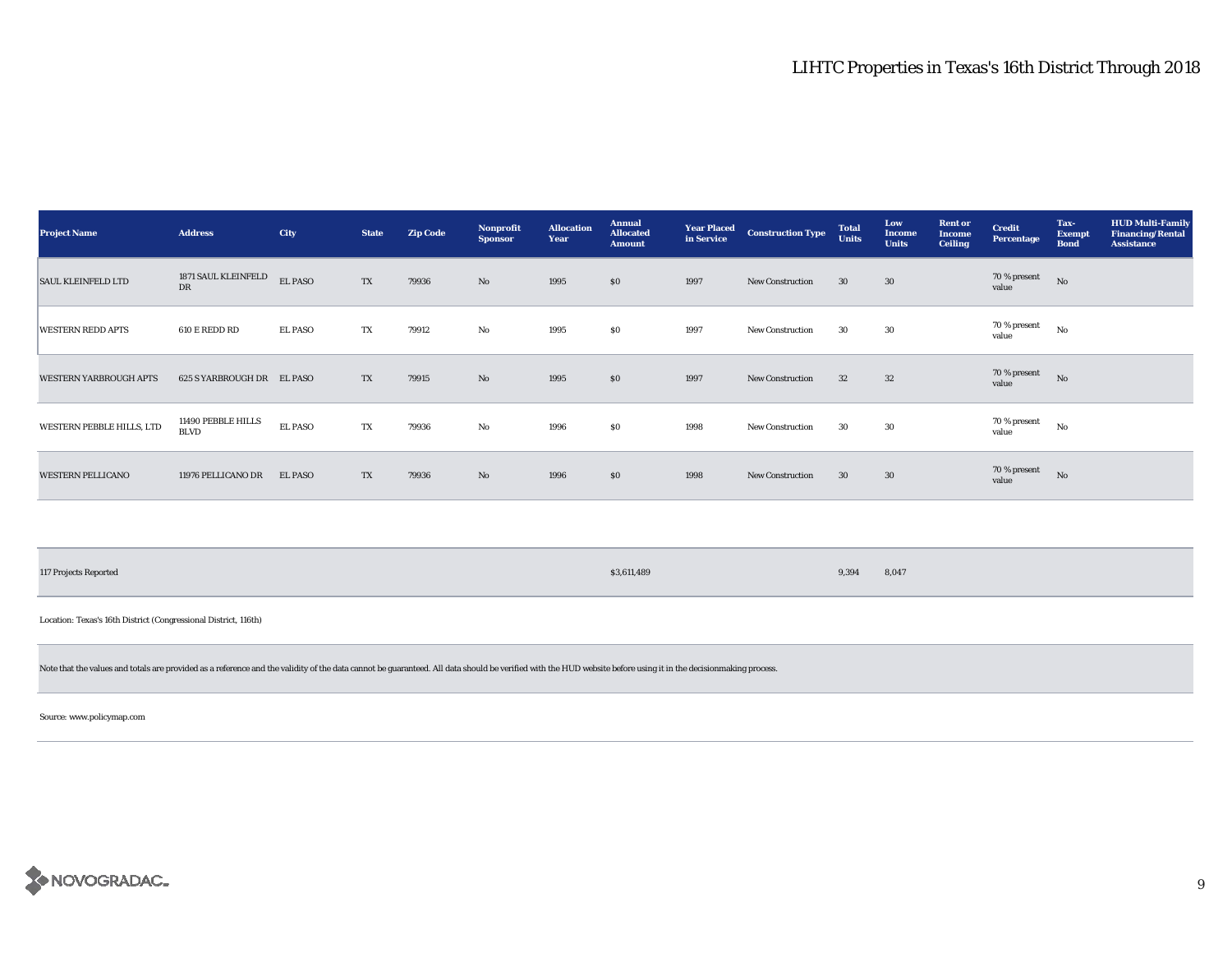| Project Name | Address | City | State | Zip Code | Nonprofit Sponsor | Allocation Year | Annual Allocated Amount | Year Placed in Service | Construction Type | Total Units | Low Income Units | Rent or Income Ceiling | Credit Percentage | Tax-Exempt Bond | HUD Multi-Family Financing/Rental Assistance |
|---|---|---|---|---|---|---|---|---|---|---|---|---|---|---|---|
| SAUL KLEINFELD LTD | 1871 SAUL KLEINFELD DR | EL PASO | TX | 79936 | No | 1995 | $0 | 1997 | New Construction | 30 | 30 | | 70 % present value | No | |
| WESTERN REDD APTS | 610 E REDD RD | EL PASO | TX | 79912 | No | 1995 | $0 | 1997 | New Construction | 30 | 30 | | 70 % present value | No | |
| WESTERN YARBROUGH APTS | 625 S YARBROUGH DR | EL PASO | TX | 79915 | No | 1995 | $0 | 1997 | New Construction | 32 | 32 | | 70 % present value | No | |
| WESTERN PEBBLE HILLS, LTD | 11490 PEBBLE HILLS BLVD | EL PASO | TX | 79936 | No | 1996 | $0 | 1998 | New Construction | 30 | 30 | | 70 % present value | No | |
| WESTERN PELLICANO | 11976 PELLICANO DR | EL PASO | TX | 79936 | No | 1996 | $0 | 1998 | New Construction | 30 | 30 | | 70 % present value | No | |
| 117 Projects Reported | | | | | | | $3,611,489 | | | 9,394 | 8,047 | | | | |

Location: Texas's 16th District (Congressional District, 116th)

Note that the values and totals are provided as a reference and the validity of the data cannot be guaranteed. All data should be verified with the HUD website before using it in the decisionmaking process.

Source: www.policymap.com